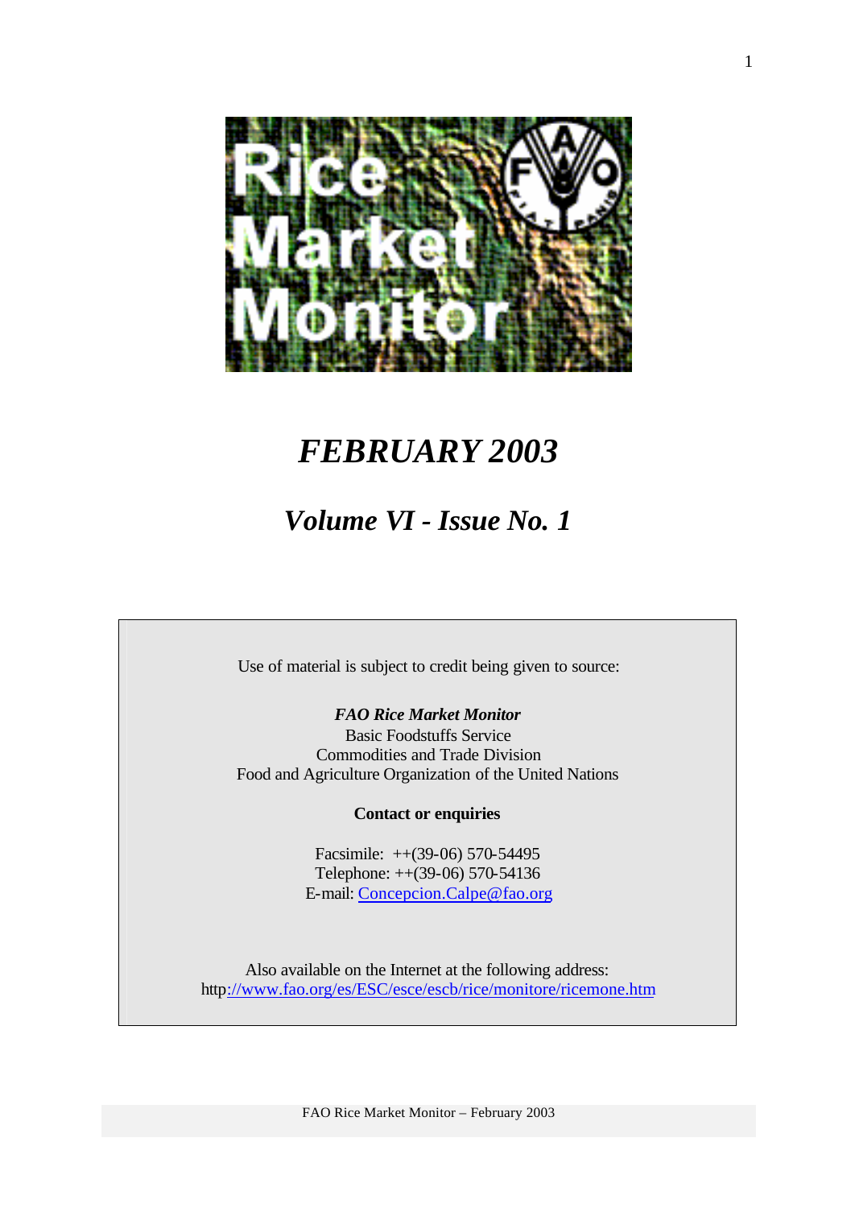# Rice Market Monitor

# *FEBRUARY 2003*

## *Volume VI - Issue No. 1*

Use of material is subject to credit being given to source:

***FAO Rice Market Monitor***
Basic Foodstuffs Service
Commodities and Trade Division
Food and Agriculture Organization of the United Nations

**Contact or enquiries**

Facsimile: ++(39-06) 570-54495
Telephone: ++(39-06) 570-54136
E-mail: Concepcion.Calpe@fao.org

Also available on the Internet at the following address:
http://www.fao.org/es/ESC/esce/escb/rice/monitore/ricemone.htm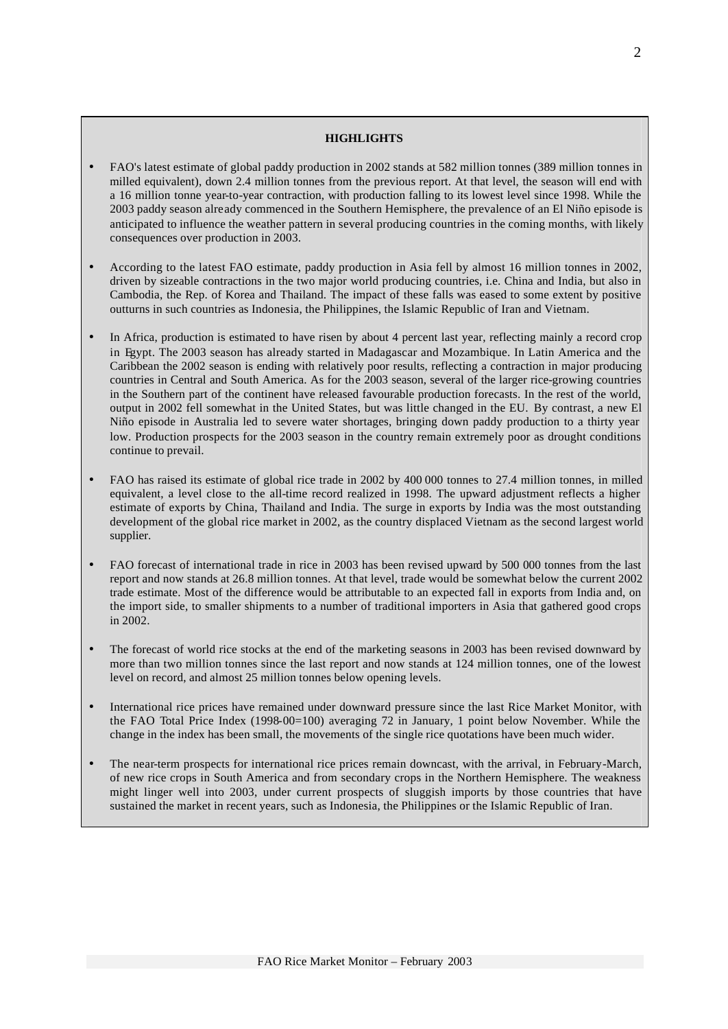## HIGHLIGHTS

- FAO's latest estimate of global paddy production in 2002 stands at 582 million tonnes (389 million tonnes in milled equivalent), down 2.4 million tonnes from the previous report. At that level, the season will end with a 16 million tonne year-to-year contraction, with production falling to its lowest level since 1998. While the 2003 paddy season already commenced in the Southern Hemisphere, the prevalence of an El Niño episode is anticipated to influence the weather pattern in several producing countries in the coming months, with likely consequences over production in 2003.

- According to the latest FAO estimate, paddy production in Asia fell by almost 16 million tonnes in 2002, driven by sizeable contractions in the two major world producing countries, i.e. China and India, but also in Cambodia, the Rep. of Korea and Thailand. The impact of these falls was eased to some extent by positive outturns in such countries as Indonesia, the Philippines, the Islamic Republic of Iran and Vietnam.

- In Africa, production is estimated to have risen by about 4 percent last year, reflecting mainly a record crop in Egypt. The 2003 season has already started in Madagascar and Mozambique. In Latin America and the Caribbean the 2002 season is ending with relatively poor results, reflecting a contraction in major producing countries in Central and South America. As for the 2003 season, several of the larger rice-growing countries in the Southern part of the continent have released favourable production forecasts. In the rest of the world, output in 2002 fell somewhat in the United States, but was little changed in the EU. By contrast, a new El Niño episode in Australia led to severe water shortages, bringing down paddy production to a thirty year low. Production prospects for the 2003 season in the country remain extremely poor as drought conditions continue to prevail.

- FAO has raised its estimate of global rice trade in 2002 by 400 000 tonnes to 27.4 million tonnes, in milled equivalent, a level close to the all-time record realized in 1998. The upward adjustment reflects a higher estimate of exports by China, Thailand and India. The surge in exports by India was the most outstanding development of the global rice market in 2002, as the country displaced Vietnam as the second largest world supplier.

- FAO forecast of international trade in rice in 2003 has been revised upward by 500 000 tonnes from the last report and now stands at 26.8 million tonnes. At that level, trade would be somewhat below the current 2002 trade estimate. Most of the difference would be attributable to an expected fall in exports from India and, on the import side, to smaller shipments to a number of traditional importers in Asia that gathered good crops in 2002.

- The forecast of world rice stocks at the end of the marketing seasons in 2003 has been revised downward by more than two million tonnes since the last report and now stands at 124 million tonnes, one of the lowest level on record, and almost 25 million tonnes below opening levels.

- International rice prices have remained under downward pressure since the last Rice Market Monitor, with the FAO Total Price Index (1998-00=100) averaging 72 in January, 1 point below November. While the change in the index has been small, the movements of the single rice quotations have been much wider.

- The near-term prospects for international rice prices remain downcast, with the arrival, in February-March, of new rice crops in South America and from secondary crops in the Northern Hemisphere. The weakness might linger well into 2003, under current prospects of sluggish imports by those countries that have sustained the market in recent years, such as Indonesia, the Philippines or the Islamic Republic of Iran.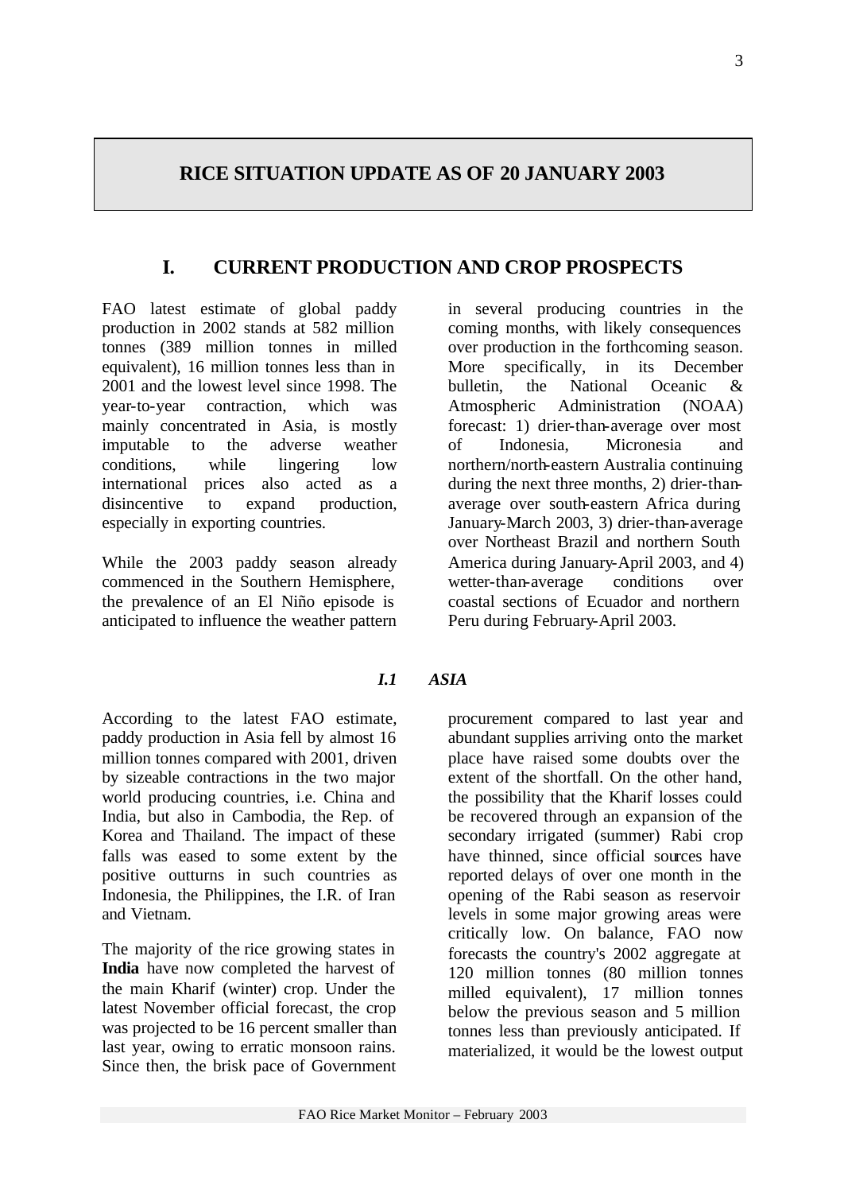# RICE SITUATION UPDATE AS OF 20 JANUARY 2003

## I. CURRENT PRODUCTION AND CROP PROSPECTS

FAO latest estimate of global paddy production in 2002 stands at 582 million tonnes (389 million tonnes in milled equivalent), 16 million tonnes less than in 2001 and the lowest level since 1998. The year-to-year contraction, which was mainly concentrated in Asia, is mostly imputable to the adverse weather conditions, while lingering low international prices also acted as a disincentive to expand production, especially in exporting countries.

While the 2003 paddy season already commenced in the Southern Hemisphere, the prevalence of an El Niño episode is anticipated to influence the weather pattern in several producing countries in the coming months, with likely consequences over production in the forthcoming season. More specifically, in its December bulletin, the National Oceanic & Atmospheric Administration (NOAA) forecast: 1) drier-than-average over most of Indonesia, Micronesia and northern/north-eastern Australia continuing during the next three months, 2) drier-than-average over south-eastern Africa during January-March 2003, 3) drier-than-average over Northeast Brazil and northern South America during January-April 2003, and 4) wetter-than-average conditions over coastal sections of Ecuador and northern Peru during February-April 2003.

### *I.1 ASIA*

According to the latest FAO estimate, paddy production in Asia fell by almost 16 million tonnes compared with 2001, driven by sizeable contractions in the two major world producing countries, i.e. China and India, but also in Cambodia, the Rep. of Korea and Thailand. The impact of these falls was eased to some extent by the positive outturns in such countries as Indonesia, the Philippines, the I.R. of Iran and Vietnam.

The majority of the rice growing states in **India** have now completed the harvest of the main Kharif (winter) crop. Under the latest November official forecast, the crop was projected to be 16 percent smaller than last year, owing to erratic monsoon rains. Since then, the brisk pace of Government procurement compared to last year and abundant supplies arriving onto the market place have raised some doubts over the extent of the shortfall. On the other hand, the possibility that the Kharif losses could be recovered through an expansion of the secondary irrigated (summer) Rabi crop have thinned, since official sources have reported delays of over one month in the opening of the Rabi season as reservoir levels in some major growing areas were critically low. On balance, FAO now forecasts the country's 2002 aggregate at 120 million tonnes (80 million tonnes milled equivalent), 17 million tonnes below the previous season and 5 million tonnes less than previously anticipated. If materialized, it would be the lowest output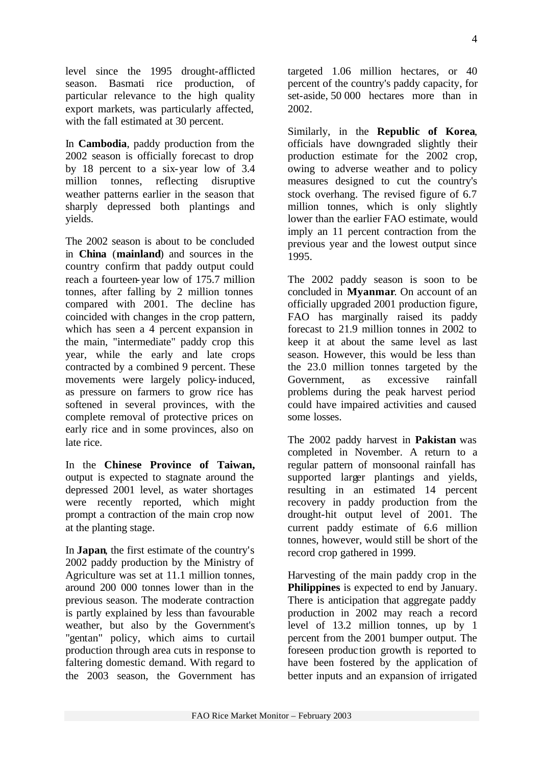level since the 1995 drought-afflicted season. Basmati rice production, of particular relevance to the high quality export markets, was particularly affected, with the fall estimated at 30 percent.

In **Cambodia**, paddy production from the 2002 season is officially forecast to drop by 18 percent to a six-year low of 3.4 million tonnes, reflecting disruptive weather patterns earlier in the season that sharply depressed both plantings and yields.

The 2002 season is about to be concluded in **China** (**mainland**) and sources in the country confirm that paddy output could reach a fourteen-year low of 175.7 million tonnes, after falling by 2 million tonnes compared with 2001. The decline has coincided with changes in the crop pattern, which has seen a 4 percent expansion in the main, "intermediate" paddy crop this year, while the early and late crops contracted by a combined 9 percent. These movements were largely policy-induced, as pressure on farmers to grow rice has softened in several provinces, with the complete removal of protective prices on early rice and in some provinces, also on late rice.

In the **Chinese Province of Taiwan,** output is expected to stagnate around the depressed 2001 level, as water shortages were recently reported, which might prompt a contraction of the main crop now at the planting stage.

In **Japan**, the first estimate of the country's 2002 paddy production by the Ministry of Agriculture was set at 11.1 million tonnes, around 200 000 tonnes lower than in the previous season. The moderate contraction is partly explained by less than favourable weather, but also by the Government's "gentan" policy, which aims to curtail production through area cuts in response to faltering domestic demand. With regard to the 2003 season, the Government has targeted 1.06 million hectares, or 40 percent of the country's paddy capacity, for set-aside, 50 000 hectares more than in 2002.

Similarly, in the **Republic of Korea**, officials have downgraded slightly their production estimate for the 2002 crop, owing to adverse weather and to policy measures designed to cut the country's stock overhang. The revised figure of 6.7 million tonnes, which is only slightly lower than the earlier FAO estimate, would imply an 11 percent contraction from the previous year and the lowest output since 1995.

The 2002 paddy season is soon to be concluded in **Myanmar**. On account of an officially upgraded 2001 production figure, FAO has marginally raised its paddy forecast to 21.9 million tonnes in 2002 to keep it at about the same level as last season. However, this would be less than the 23.0 million tonnes targeted by the Government, as excessive rainfall problems during the peak harvest period could have impaired activities and caused some losses.

The 2002 paddy harvest in **Pakistan** was completed in November. A return to a regular pattern of monsoonal rainfall has supported larger plantings and yields, resulting in an estimated 14 percent recovery in paddy production from the drought-hit output level of 2001. The current paddy estimate of 6.6 million tonnes, however, would still be short of the record crop gathered in 1999.

Harvesting of the main paddy crop in the **Philippines** is expected to end by January. There is anticipation that aggregate paddy production in 2002 may reach a record level of 13.2 million tonnes, up by 1 percent from the 2001 bumper output. The foreseen production growth is reported to have been fostered by the application of better inputs and an expansion of irrigated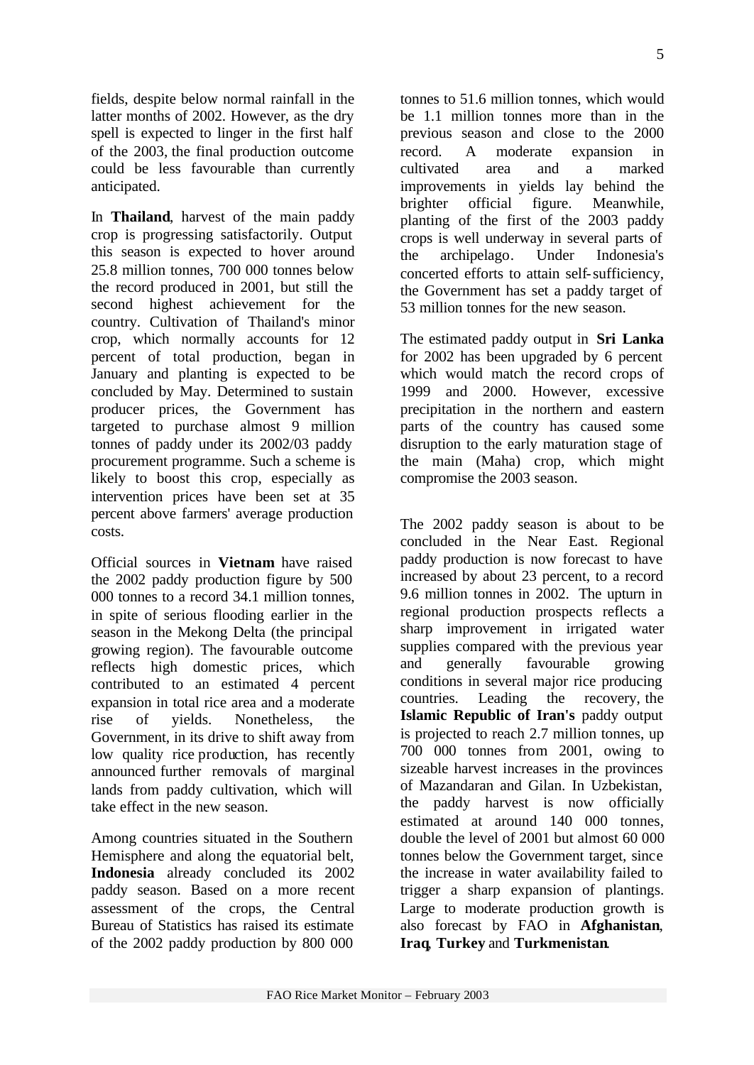fields, despite below normal rainfall in the latter months of 2002. However, as the dry spell is expected to linger in the first half of the 2003, the final production outcome could be less favourable than currently anticipated.

In **Thailand**, harvest of the main paddy crop is progressing satisfactorily. Output this season is expected to hover around 25.8 million tonnes, 700 000 tonnes below the record produced in 2001, but still the second highest achievement for the country. Cultivation of Thailand's minor crop, which normally accounts for 12 percent of total production, began in January and planting is expected to be concluded by May. Determined to sustain producer prices, the Government has targeted to purchase almost 9 million tonnes of paddy under its 2002/03 paddy procurement programme. Such a scheme is likely to boost this crop, especially as intervention prices have been set at 35 percent above farmers' average production costs.

Official sources in **Vietnam** have raised the 2002 paddy production figure by 500 000 tonnes to a record 34.1 million tonnes, in spite of serious flooding earlier in the season in the Mekong Delta (the principal growing region). The favourable outcome reflects high domestic prices, which contributed to an estimated 4 percent expansion in total rice area and a moderate rise of yields. Nonetheless, the Government, in its drive to shift away from low quality rice production, has recently announced further removals of marginal lands from paddy cultivation, which will take effect in the new season.

Among countries situated in the Southern Hemisphere and along the equatorial belt, **Indonesia** already concluded its 2002 paddy season. Based on a more recent assessment of the crops, the Central Bureau of Statistics has raised its estimate of the 2002 paddy production by 800 000 tonnes to 51.6 million tonnes, which would be 1.1 million tonnes more than in the previous season and close to the 2000 record. A moderate expansion in cultivated area and a marked improvements in yields lay behind the brighter official figure. Meanwhile, planting of the first of the 2003 paddy crops is well underway in several parts of the archipelago. Under Indonesia's concerted efforts to attain self-sufficiency, the Government has set a paddy target of 53 million tonnes for the new season.

The estimated paddy output in **Sri Lanka** for 2002 has been upgraded by 6 percent which would match the record crops of 1999 and 2000. However, excessive precipitation in the northern and eastern parts of the country has caused some disruption to the early maturation stage of the main (Maha) crop, which might compromise the 2003 season.

The 2002 paddy season is about to be concluded in the Near East. Regional paddy production is now forecast to have increased by about 23 percent, to a record 9.6 million tonnes in 2002. The upturn in regional production prospects reflects a sharp improvement in irrigated water supplies compared with the previous year and generally favourable growing conditions in several major rice producing countries. Leading the recovery, the **Islamic Republic of Iran's** paddy output is projected to reach 2.7 million tonnes, up 700 000 tonnes from 2001, owing to sizeable harvest increases in the provinces of Mazandaran and Gilan. In Uzbekistan, the paddy harvest is now officially estimated at around 140 000 tonnes, double the level of 2001 but almost 60 000 tonnes below the Government target, since the increase in water availability failed to trigger a sharp expansion of plantings. Large to moderate production growth is also forecast by FAO in **Afghanistan**, **Iraq**, **Turkey** and **Turkmenistan**.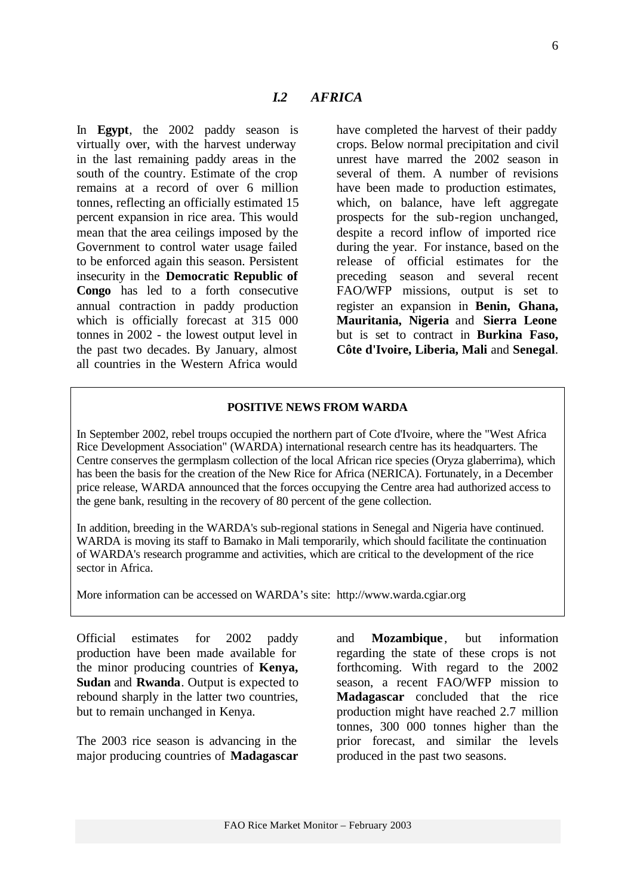## *I.2 AFRICA*

In **Egypt**, the 2002 paddy season is virtually over, with the harvest underway in the last remaining paddy areas in the south of the country. Estimate of the crop remains at a record of over 6 million tonnes, reflecting an officially estimated 15 percent expansion in rice area. This would mean that the area ceilings imposed by the Government to control water usage failed to be enforced again this season. Persistent insecurity in the **Democratic Republic of Congo** has led to a forth consecutive annual contraction in paddy production which is officially forecast at 315 000 tonnes in 2002 - the lowest output level in the past two decades. By January, almost all countries in the Western Africa would have completed the harvest of their paddy crops. Below normal precipitation and civil unrest have marred the 2002 season in several of them. A number of revisions have been made to production estimates, which, on balance, have left aggregate prospects for the sub-region unchanged, despite a record inflow of imported rice during the year. For instance, based on the release of official estimates for the preceding season and several recent FAO/WFP missions, output is set to register an expansion in **Benin, Ghana, Mauritania, Nigeria** and **Sierra Leone** but is set to contract in **Burkina Faso, Côte d'Ivoire, Liberia, Mali** and **Senegal**.

> **POSITIVE NEWS FROM WARDA**
>
> In September 2002, rebel troups occupied the northern part of Cote d'Ivoire, where the "West Africa Rice Development Association" (WARDA) international research centre has its headquarters. The Centre conserves the germplasm collection of the local African rice species (Oryza glaberrima), which has been the basis for the creation of the New Rice for Africa (NERICA). Fortunately, in a December price release, WARDA announced that the forces occupying the Centre area had authorized access to the gene bank, resulting in the recovery of 80 percent of the gene collection.
>
> In addition, breeding in the WARDA's sub-regional stations in Senegal and Nigeria have continued. WARDA is moving its staff to Bamako in Mali temporarily, which should facilitate the continuation of WARDA's research programme and activities, which are critical to the development of the rice sector in Africa.
>
> More information can be accessed on WARDA's site: http://www.warda.cgiar.org

Official estimates for 2002 paddy production have been made available for the minor producing countries of **Kenya, Sudan** and **Rwanda**. Output is expected to rebound sharply in the latter two countries, but to remain unchanged in Kenya.

The 2003 rice season is advancing in the major producing countries of **Madagascar** and **Mozambique**, but information regarding the state of these crops is not forthcoming. With regard to the 2002 season, a recent FAO/WFP mission to **Madagascar** concluded that the rice production might have reached 2.7 million tonnes, 300 000 tonnes higher than the prior forecast, and similar the levels produced in the past two seasons.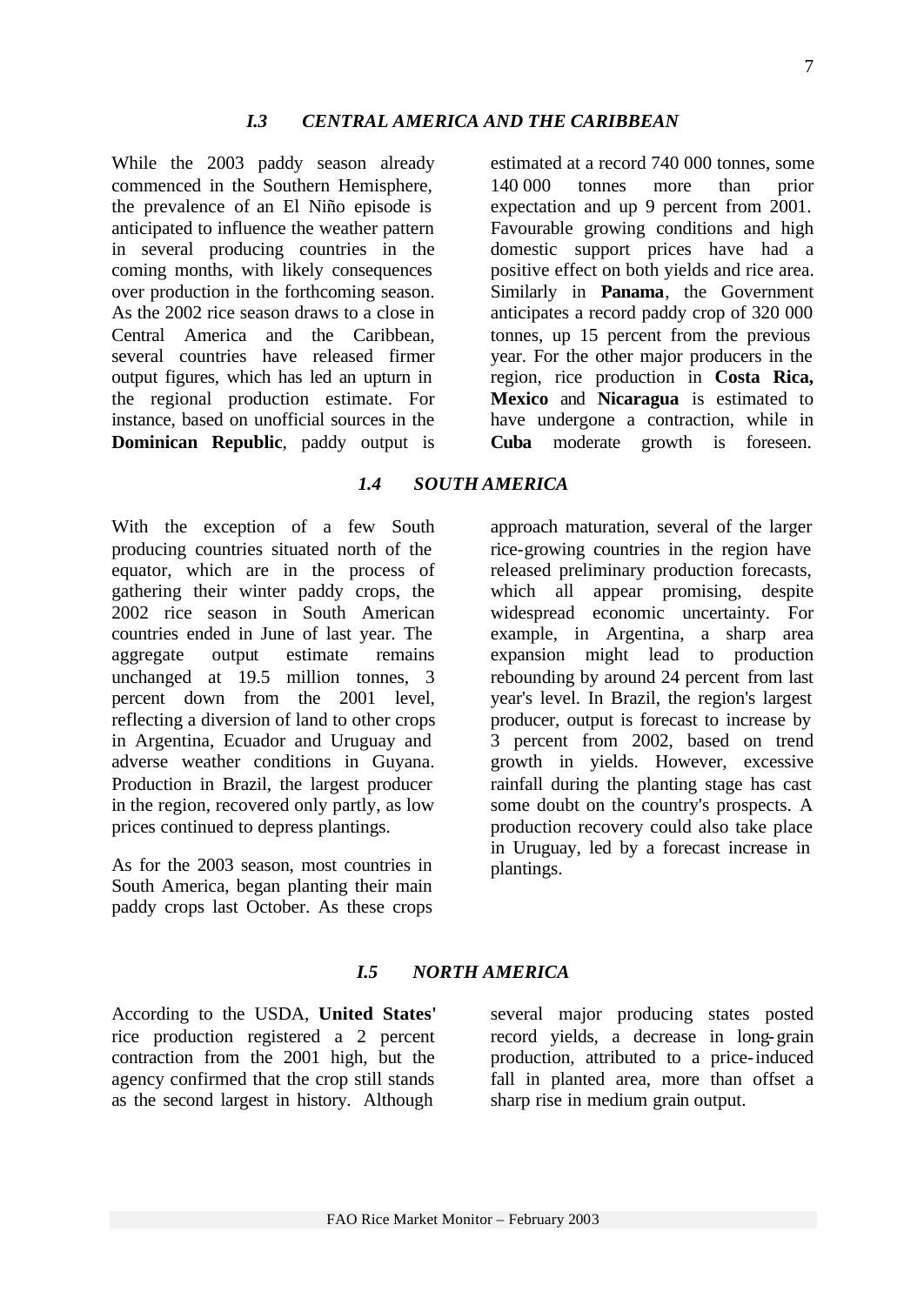### *I.3 CENTRAL AMERICA AND THE CARIBBEAN*

While the 2003 paddy season already commenced in the Southern Hemisphere, the prevalence of an El Niño episode is anticipated to influence the weather pattern in several producing countries in the coming months, with likely consequences over production in the forthcoming season. As the 2002 rice season draws to a close in Central America and the Caribbean, several countries have released firmer output figures, which has led an upturn in the regional production estimate. For instance, based on unofficial sources in the **Dominican Republic**, paddy output is estimated at a record 740 000 tonnes, some 140 000 tonnes more than prior expectation and up 9 percent from 2001. Favourable growing conditions and high domestic support prices have had a positive effect on both yields and rice area. Similarly in **Panama**, the Government anticipates a record paddy crop of 320 000 tonnes, up 15 percent from the previous year. For the other major producers in the region, rice production in **Costa Rica, Mexico** and **Nicaragua** is estimated to have undergone a contraction, while in **Cuba** moderate growth is foreseen.

### *1.4 SOUTH AMERICA*

With the exception of a few South producing countries situated north of the equator, which are in the process of gathering their winter paddy crops, the 2002 rice season in South American countries ended in June of last year. The aggregate output estimate remains unchanged at 19.5 million tonnes, 3 percent down from the 2001 level, reflecting a diversion of land to other crops in Argentina, Ecuador and Uruguay and adverse weather conditions in Guyana. Production in Brazil, the largest producer in the region, recovered only partly, as low prices continued to depress plantings.

As for the 2003 season, most countries in South America, began planting their main paddy crops last October. As these crops approach maturation, several of the larger rice-growing countries in the region have released preliminary production forecasts, which all appear promising, despite widespread economic uncertainty. For example, in Argentina, a sharp area expansion might lead to production rebounding by around 24 percent from last year's level. In Brazil, the region's largest producer, output is forecast to increase by 3 percent from 2002, based on trend growth in yields. However, excessive rainfall during the planting stage has cast some doubt on the country's prospects. A production recovery could also take place in Uruguay, led by a forecast increase in plantings.

### *I.5 NORTH AMERICA*

According to the USDA, **United States'** rice production registered a 2 percent contraction from the 2001 high, but the agency confirmed that the crop still stands as the second largest in history. Although several major producing states posted record yields, a decrease in long-grain production, attributed to a price-induced fall in planted area, more than offset a sharp rise in medium grain output.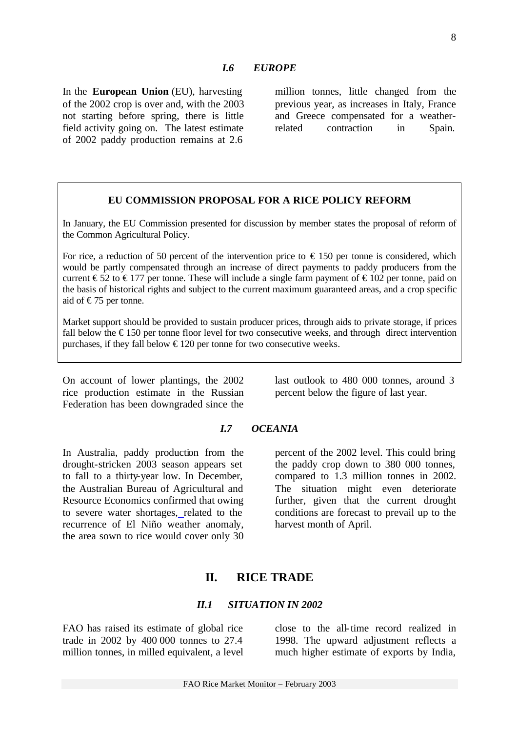### *I.6 EUROPE*

In the **European Union** (EU), harvesting of the 2002 crop is over and, with the 2003 not starting before spring, there is little field activity going on. The latest estimate of 2002 paddy production remains at 2.6 million tonnes, little changed from the previous year, as increases in Italy, France and Greece compensated for a weather-related contraction in Spain.

> **EU COMMISSION PROPOSAL FOR A RICE POLICY REFORM**
>
> In January, the EU Commission presented for discussion by member states the proposal of reform of the Common Agricultural Policy.
>
> For rice, a reduction of 50 percent of the intervention price to € 150 per tonne is considered, which would be partly compensated through an increase of direct payments to paddy producers from the current € 52 to € 177 per tonne. These will include a single farm payment of € 102 per tonne, paid on the basis of historical rights and subject to the current maximum guaranteed areas, and a crop specific aid of € 75 per tonne.
>
> Market support should be provided to sustain producer prices, through aids to private storage, if prices fall below the € 150 per tonne floor level for two consecutive weeks, and through direct intervention purchases, if they fall below € 120 per tonne for two consecutive weeks.

On account of lower plantings, the 2002 rice production estimate in the Russian Federation has been downgraded since the last outlook to 480 000 tonnes, around 3 percent below the figure of last year.

### *I.7 OCEANIA*

In Australia, paddy production from the drought-stricken 2003 season appears set to fall to a thirty-year low. In December, the Australian Bureau of Agricultural and Resource Economics confirmed that owing to severe water shortages, related to the recurrence of El Niño weather anomaly, the area sown to rice would cover only 30 percent of the 2002 level. This could bring the paddy crop down to 380 000 tonnes, compared to 1.3 million tonnes in 2002. The situation might even deteriorate further, given that the current drought conditions are forecast to prevail up to the harvest month of April.

## II. RICE TRADE

### *II.1 SITUATION IN 2002*

FAO has raised its estimate of global rice trade in 2002 by 400 000 tonnes to 27.4 million tonnes, in milled equivalent, a level close to the all-time record realized in 1998. The upward adjustment reflects a much higher estimate of exports by India,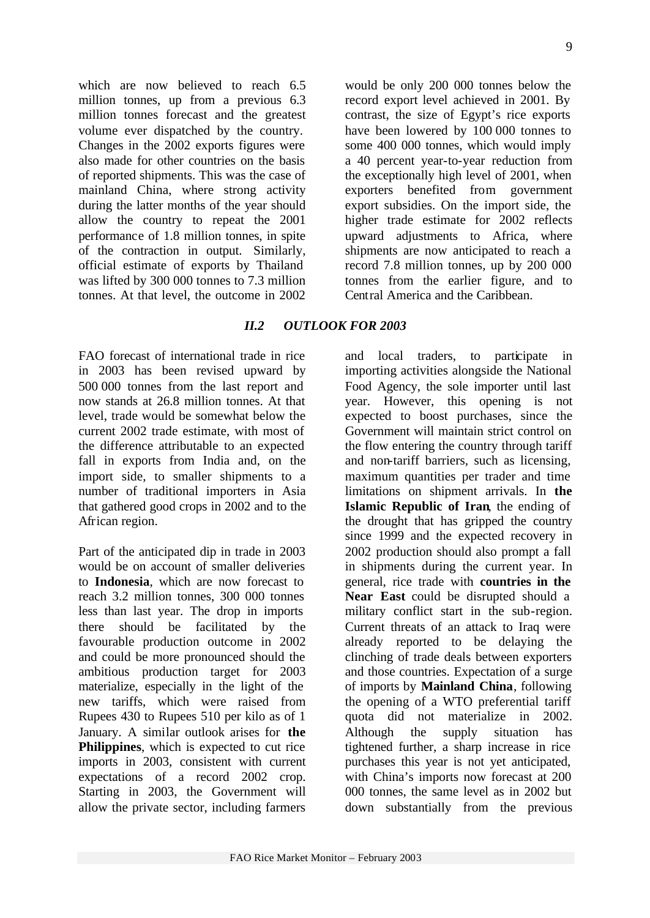which are now believed to reach 6.5 million tonnes, up from a previous 6.3 million tonnes forecast and the greatest volume ever dispatched by the country. Changes in the 2002 exports figures were also made for other countries on the basis of reported shipments. This was the case of mainland China, where strong activity during the latter months of the year should allow the country to repeat the 2001 performance of 1.8 million tonnes, in spite of the contraction in output. Similarly, official estimate of exports by Thailand was lifted by 300 000 tonnes to 7.3 million tonnes. At that level, the outcome in 2002 would be only 200 000 tonnes below the record export level achieved in 2001. By contrast, the size of Egypt's rice exports have been lowered by 100 000 tonnes to some 400 000 tonnes, which would imply a 40 percent year-to-year reduction from the exceptionally high level of 2001, when exporters benefited from government export subsidies. On the import side, the higher trade estimate for 2002 reflects upward adjustments to Africa, where shipments are now anticipated to reach a record 7.8 million tonnes, up by 200 000 tonnes from the earlier figure, and to Central America and the Caribbean.

### *II.2 OUTLOOK FOR 2003*

FAO forecast of international trade in rice in 2003 has been revised upward by 500 000 tonnes from the last report and now stands at 26.8 million tonnes. At that level, trade would be somewhat below the current 2002 trade estimate, with most of the difference attributable to an expected fall in exports from India and, on the import side, to smaller shipments to a number of traditional importers in Asia that gathered good crops in 2002 and to the African region.

Part of the anticipated dip in trade in 2003 would be on account of smaller deliveries to **Indonesia**, which are now forecast to reach 3.2 million tonnes, 300 000 tonnes less than last year. The drop in imports there should be facilitated by the favourable production outcome in 2002 and could be more pronounced should the ambitious production target for 2003 materialize, especially in the light of the new tariffs, which were raised from Rupees 430 to Rupees 510 per kilo as of 1 January. A similar outlook arises for **the Philippines**, which is expected to cut rice imports in 2003, consistent with current expectations of a record 2002 crop. Starting in 2003, the Government will allow the private sector, including farmers and local traders, to participate in importing activities alongside the National Food Agency, the sole importer until last year. However, this opening is not expected to boost purchases, since the Government will maintain strict control on the flow entering the country through tariff and non-tariff barriers, such as licensing, maximum quantities per trader and time limitations on shipment arrivals. In **the Islamic Republic of Iran**, the ending of the drought that has gripped the country since 1999 and the expected recovery in 2002 production should also prompt a fall in shipments during the current year. In general, rice trade with **countries in the Near East** could be disrupted should a military conflict start in the sub-region. Current threats of an attack to Iraq were already reported to be delaying the clinching of trade deals between exporters and those countries. Expectation of a surge of imports by **Mainland China**, following the opening of a WTO preferential tariff quota did not materialize in 2002. Although the supply situation has tightened further, a sharp increase in rice purchases this year is not yet anticipated, with China's imports now forecast at 200 000 tonnes, the same level as in 2002 but down substantially from the previous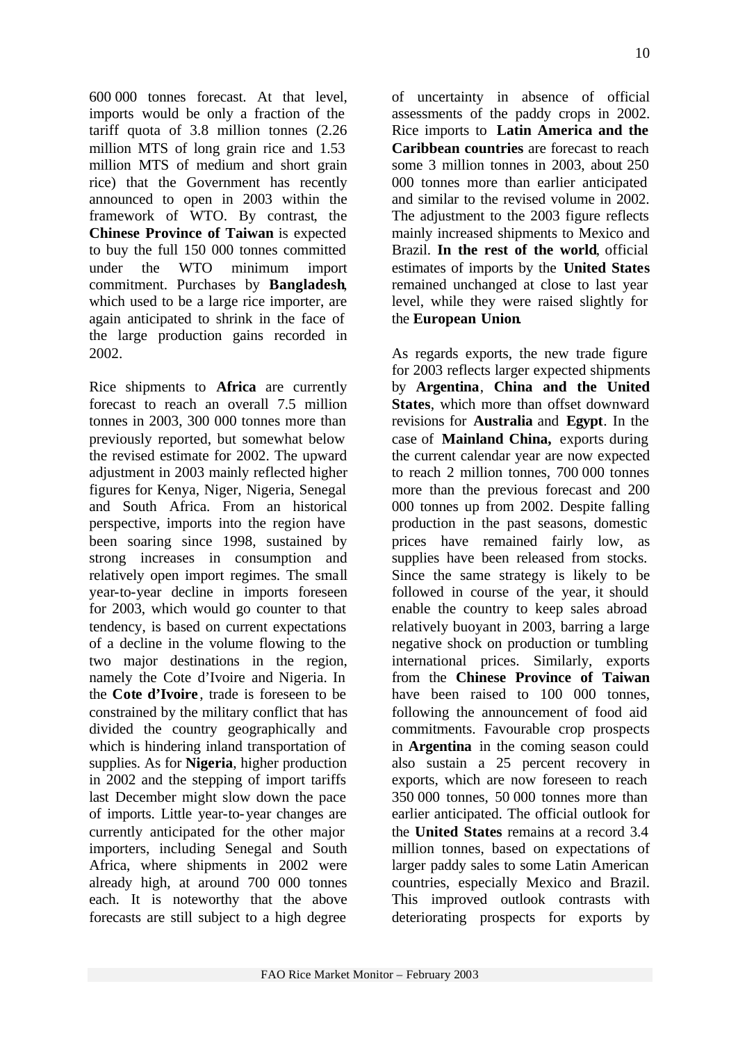600 000 tonnes forecast. At that level, imports would be only a fraction of the tariff quota of 3.8 million tonnes (2.26 million MTS of long grain rice and 1.53 million MTS of medium and short grain rice) that the Government has recently announced to open in 2003 within the framework of WTO. By contrast, the **Chinese Province of Taiwan** is expected to buy the full 150 000 tonnes committed under the WTO minimum import commitment. Purchases by **Bangladesh**, which used to be a large rice importer, are again anticipated to shrink in the face of the large production gains recorded in 2002.

Rice shipments to **Africa** are currently forecast to reach an overall 7.5 million tonnes in 2003, 300 000 tonnes more than previously reported, but somewhat below the revised estimate for 2002. The upward adjustment in 2003 mainly reflected higher figures for Kenya, Niger, Nigeria, Senegal and South Africa. From an historical perspective, imports into the region have been soaring since 1998, sustained by strong increases in consumption and relatively open import regimes. The small year-to-year decline in imports foreseen for 2003, which would go counter to that tendency, is based on current expectations of a decline in the volume flowing to the two major destinations in the region, namely the Cote d'Ivoire and Nigeria. In the **Cote d'Ivoire**, trade is foreseen to be constrained by the military conflict that has divided the country geographically and which is hindering inland transportation of supplies. As for **Nigeria**, higher production in 2002 and the stepping of import tariffs last December might slow down the pace of imports. Little year-to-year changes are currently anticipated for the other major importers, including Senegal and South Africa, where shipments in 2002 were already high, at around 700 000 tonnes each. It is noteworthy that the above forecasts are still subject to a high degree of uncertainty in absence of official assessments of the paddy crops in 2002. Rice imports to **Latin America and the Caribbean countries** are forecast to reach some 3 million tonnes in 2003, about 250 000 tonnes more than earlier anticipated and similar to the revised volume in 2002. The adjustment to the 2003 figure reflects mainly increased shipments to Mexico and Brazil. **In the rest of the world**, official estimates of imports by the **United States** remained unchanged at close to last year level, while they were raised slightly for the **European Union**.

As regards exports, the new trade figure for 2003 reflects larger expected shipments by **Argentina**, **China and the United States**, which more than offset downward revisions for **Australia** and **Egypt**. In the case of **Mainland China,** exports during the current calendar year are now expected to reach 2 million tonnes, 700 000 tonnes more than the previous forecast and 200 000 tonnes up from 2002. Despite falling production in the past seasons, domestic prices have remained fairly low, as supplies have been released from stocks. Since the same strategy is likely to be followed in course of the year, it should enable the country to keep sales abroad relatively buoyant in 2003, barring a large negative shock on production or tumbling international prices. Similarly, exports from the **Chinese Province of Taiwan** have been raised to 100 000 tonnes, following the announcement of food aid commitments. Favourable crop prospects in **Argentina** in the coming season could also sustain a 25 percent recovery in exports, which are now foreseen to reach 350 000 tonnes, 50 000 tonnes more than earlier anticipated. The official outlook for the **United States** remains at a record 3.4 million tonnes, based on expectations of larger paddy sales to some Latin American countries, especially Mexico and Brazil. This improved outlook contrasts with deteriorating prospects for exports by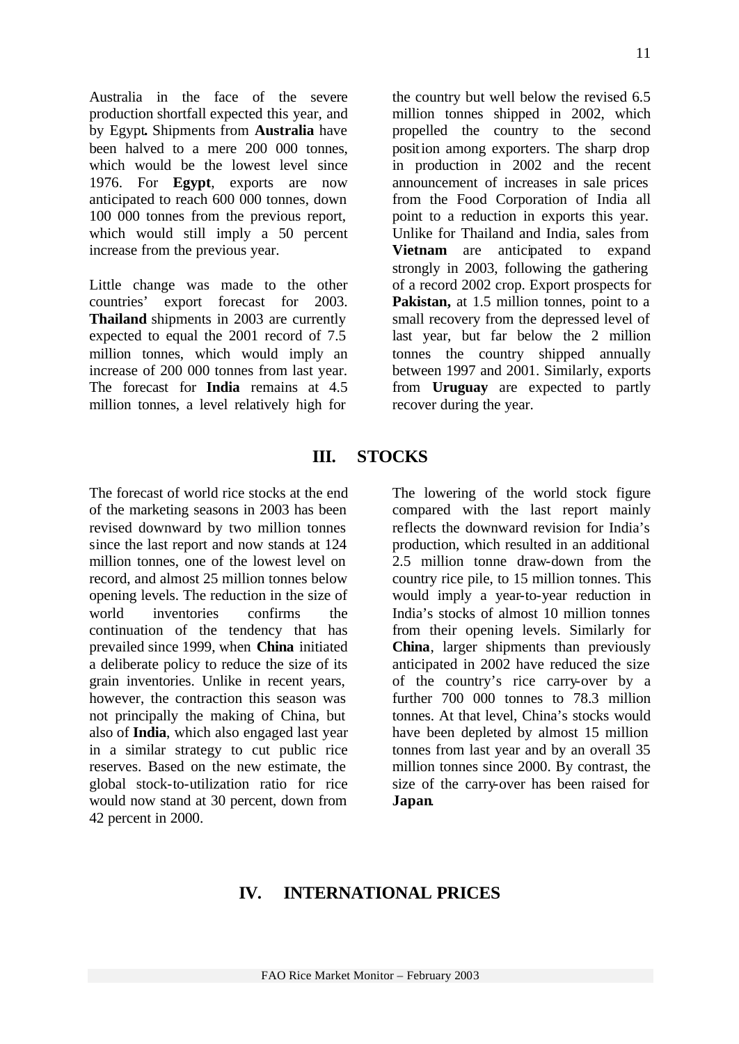Australia in the face of the severe production shortfall expected this year, and by Egypt**.** Shipments from **Australia** have been halved to a mere 200 000 tonnes, which would be the lowest level since 1976. For **Egypt**, exports are now anticipated to reach 600 000 tonnes, down 100 000 tonnes from the previous report, which would still imply a 50 percent increase from the previous year.

Little change was made to the other countries' export forecast for 2003. **Thailand** shipments in 2003 are currently expected to equal the 2001 record of 7.5 million tonnes, which would imply an increase of 200 000 tonnes from last year. The forecast for **India** remains at 4.5 million tonnes, a level relatively high for the country but well below the revised 6.5 million tonnes shipped in 2002, which propelled the country to the second position among exporters. The sharp drop in production in 2002 and the recent announcement of increases in sale prices from the Food Corporation of India all point to a reduction in exports this year. Unlike for Thailand and India, sales from **Vietnam** are anticipated to expand strongly in 2003, following the gathering of a record 2002 crop. Export prospects for **Pakistan,** at 1.5 million tonnes, point to a small recovery from the depressed level of last year, but far below the 2 million tonnes the country shipped annually between 1997 and 2001. Similarly, exports from **Uruguay** are expected to partly recover during the year.

## III. STOCKS

The forecast of world rice stocks at the end of the marketing seasons in 2003 has been revised downward by two million tonnes since the last report and now stands at 124 million tonnes, one of the lowest level on record, and almost 25 million tonnes below opening levels. The reduction in the size of world inventories confirms the continuation of the tendency that has prevailed since 1999, when **China** initiated a deliberate policy to reduce the size of its grain inventories. Unlike in recent years, however, the contraction this season was not principally the making of China, but also of **India**, which also engaged last year in a similar strategy to cut public rice reserves. Based on the new estimate, the global stock-to-utilization ratio for rice would now stand at 30 percent, down from 42 percent in 2000.

The lowering of the world stock figure compared with the last report mainly reflects the downward revision for India's production, which resulted in an additional 2.5 million tonne draw-down from the country rice pile, to 15 million tonnes. This would imply a year-to-year reduction in India's stocks of almost 10 million tonnes from their opening levels. Similarly for **China**, larger shipments than previously anticipated in 2002 have reduced the size of the country's rice carry-over by a further 700 000 tonnes to 78.3 million tonnes. At that level, China's stocks would have been depleted by almost 15 million tonnes from last year and by an overall 35 million tonnes since 2000. By contrast, the size of the carry-over has been raised for **Japan**.

## IV. INTERNATIONAL PRICES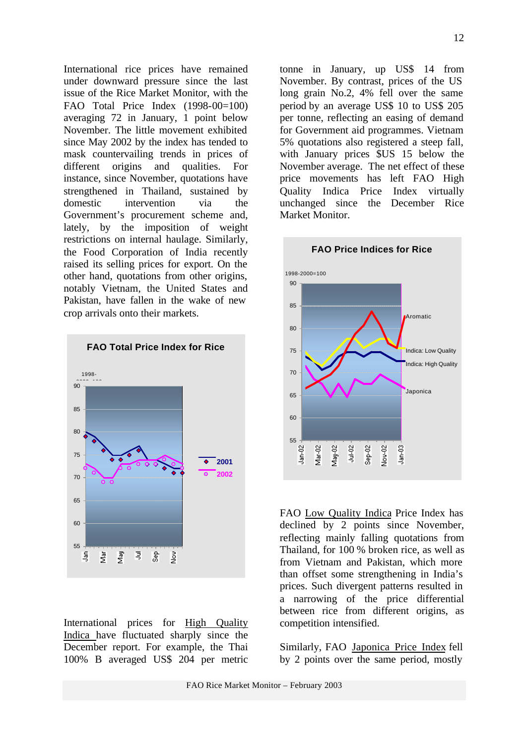International rice prices have remained under downward pressure since the last issue of the Rice Market Monitor, with the FAO Total Price Index (1998-00=100) averaging 72 in January, 1 point below November. The little movement exhibited since May 2002 by the index has tended to mask countervailing trends in prices of different origins and qualities. For instance, since November, quotations have strengthened in Thailand, sustained by domestic intervention via the Government's procurement scheme and, lately, by the imposition of weight restrictions on internal haulage. Similarly, the Food Corporation of India recently raised its selling prices for export. On the other hand, quotations from other origins, notably Vietnam, the United States and Pakistan, have fallen in the wake of new crop arrivals onto their markets.

**FAO Total Price Index for Rice**

International prices for High Quality Indica have fluctuated sharply since the December report. For example, the Thai 100% B averaged US$ 204 per metric tonne in January, up US$ 14 from November. By contrast, prices of the US long grain No.2, 4% fell over the same period by an average US$ 10 to US$ 205 per tonne, reflecting an easing of demand for Government aid programmes. Vietnam 5% quotations also registered a steep fall, with January prices $US 15 below the November average. The net effect of these price movements has left FAO High Quality Indica Price Index virtually unchanged since the December Rice Market Monitor.

**FAO Price Indices for Rice**

FAO Low Quality Indica Price Index has declined by 2 points since November, reflecting mainly falling quotations from Thailand, for 100 % broken rice, as well as from Vietnam and Pakistan, which more than offset some strengthening in India's prices. Such divergent patterns resulted in a narrowing of the price differential between rice from different origins, as competition intensified.

Similarly, FAO Japonica Price Index fell by 2 points over the same period, mostly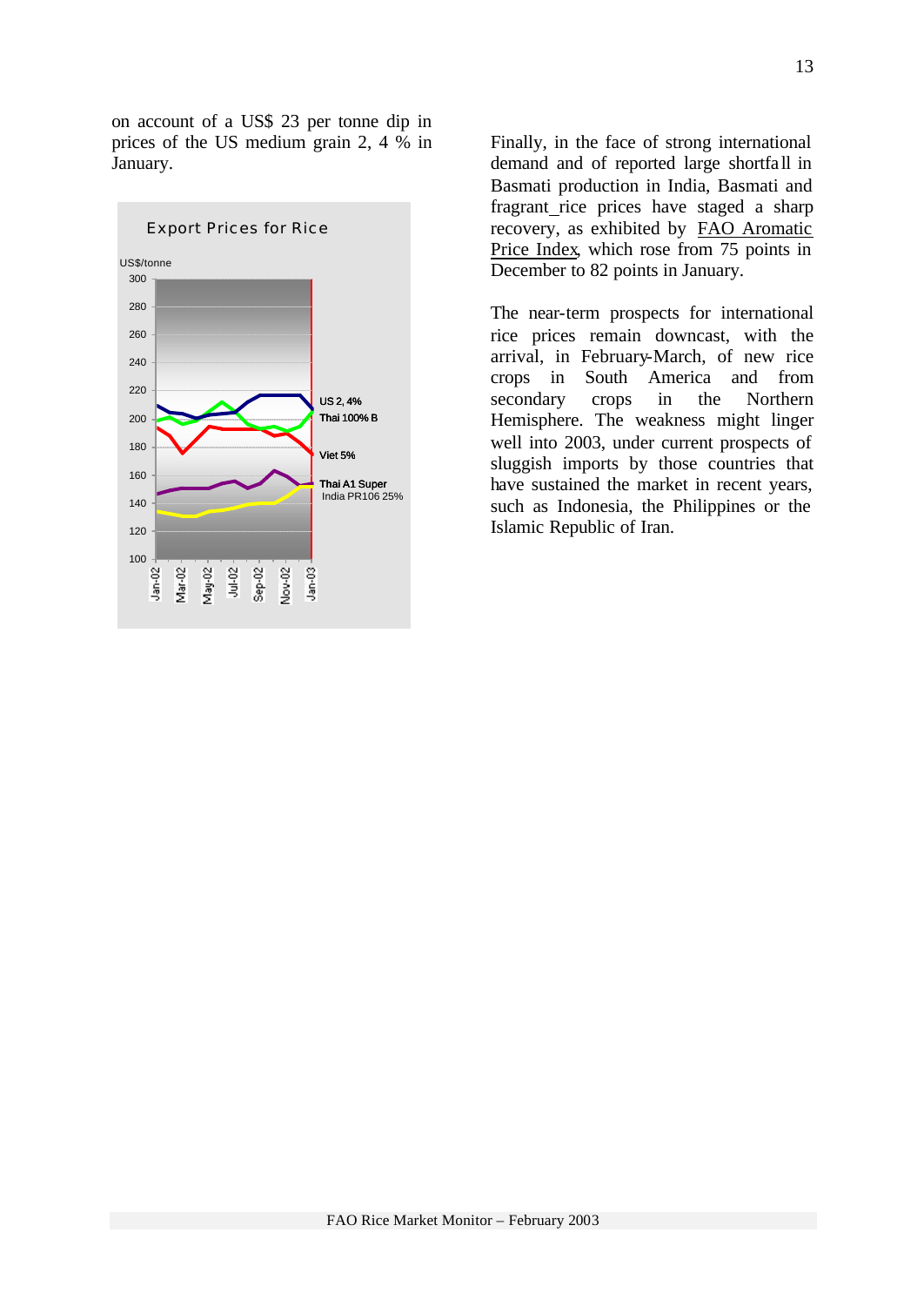on account of a US$ 23 per tonne dip in prices of the US medium grain 2, 4 % in January.

Export Prices for Rice

US$/tonne

Finally, in the face of strong international demand and of reported large shortfall in Basmati production in India, Basmati and fragrant rice prices have staged a sharp recovery, as exhibited by FAO Aromatic Price Index, which rose from 75 points in December to 82 points in January.

The near-term prospects for international rice prices remain downcast, with the arrival, in February-March, of new rice crops in South America and from secondary crops in the Northern Hemisphere. The weakness might linger well into 2003, under current prospects of sluggish imports by those countries that have sustained the market in recent years, such as Indonesia, the Philippines or the Islamic Republic of Iran.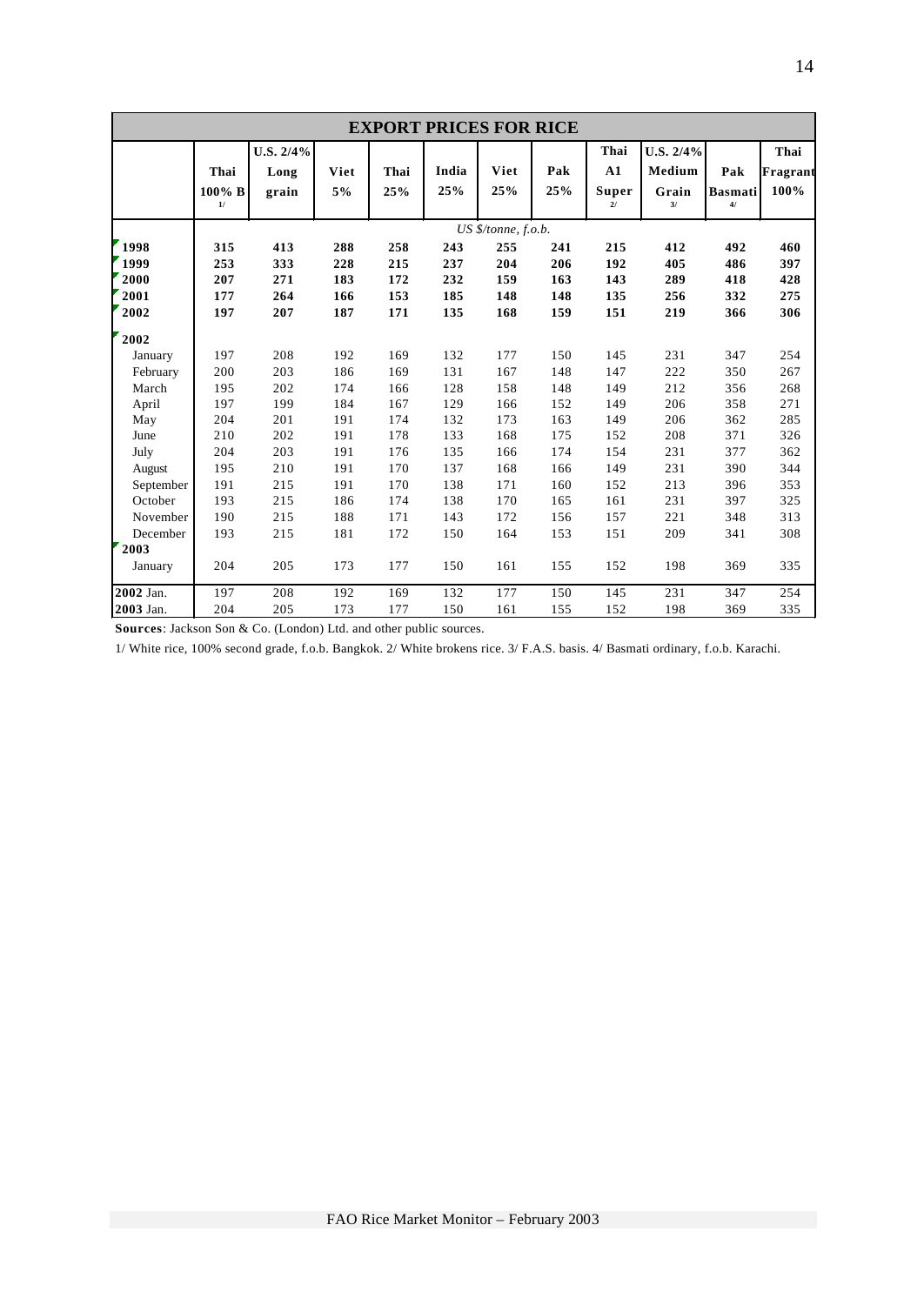| EXPORT PRICES FOR RICE | | | | | | | | | | | |
|---|---|---|---|---|---|---|---|---|---|---|---|
| | Thai 100% B 1/ | U.S. 2/4% Long grain | Viet 5% | Thai 25% | India 25% | Viet 25% | Pak 25% | Thai A1 Super 2/ | U.S. 2/4% Medium Grain 3/ | Pak Basmati 4/ | Thai Fragrant 100% |
| | *US $/tonne, f.o.b.* | | | | | | | | | | |
| **1998** | **315** | **413** | **288** | **258** | **243** | **255** | **241** | **215** | **412** | **492** | **460** |
| **1999** | **253** | **333** | **228** | **215** | **237** | **204** | **206** | **192** | **405** | **486** | **397** |
| **2000** | **207** | **271** | **183** | **172** | **232** | **159** | **163** | **143** | **289** | **418** | **428** |
| **2001** | **177** | **264** | **166** | **153** | **185** | **148** | **148** | **135** | **256** | **332** | **275** |
| **2002** | **197** | **207** | **187** | **171** | **135** | **168** | **159** | **151** | **219** | **366** | **306** |
| **2002** | | | | | | | | | | | |
| January | 197 | 208 | 192 | 169 | 132 | 177 | 150 | 145 | 231 | 347 | 254 |
| February | 200 | 203 | 186 | 169 | 131 | 167 | 148 | 147 | 222 | 350 | 267 |
| March | 195 | 202 | 174 | 166 | 128 | 158 | 148 | 149 | 212 | 356 | 268 |
| April | 197 | 199 | 184 | 167 | 129 | 166 | 152 | 149 | 206 | 358 | 271 |
| May | 204 | 201 | 191 | 174 | 132 | 173 | 163 | 149 | 206 | 362 | 285 |
| June | 210 | 202 | 191 | 178 | 133 | 168 | 175 | 152 | 208 | 371 | 326 |
| July | 204 | 203 | 191 | 176 | 135 | 166 | 174 | 154 | 231 | 377 | 362 |
| August | 195 | 210 | 191 | 170 | 137 | 168 | 166 | 149 | 231 | 390 | 344 |
| September | 191 | 215 | 191 | 170 | 138 | 171 | 160 | 152 | 213 | 396 | 353 |
| October | 193 | 215 | 186 | 174 | 138 | 170 | 165 | 161 | 231 | 397 | 325 |
| November | 190 | 215 | 188 | 171 | 143 | 172 | 156 | 157 | 221 | 348 | 313 |
| December | 193 | 215 | 181 | 172 | 150 | 164 | 153 | 151 | 209 | 341 | 308 |
| **2003** | | | | | | | | | | | |
| January | 204 | 205 | 173 | 177 | 150 | 161 | 155 | 152 | 198 | 369 | 335 |
| **2002** Jan. | 197 | 208 | 192 | 169 | 132 | 177 | 150 | 145 | 231 | 347 | 254 |
| **2003** Jan. | 204 | 205 | 173 | 177 | 150 | 161 | 155 | 152 | 198 | 369 | 335 |

**Sources**: Jackson Son & Co. (London) Ltd. and other public sources.

1/ White rice, 100% second grade, f.o.b. Bangkok. 2/ White brokens rice. 3/ F.A.S. basis. 4/ Basmati ordinary, f.o.b. Karachi.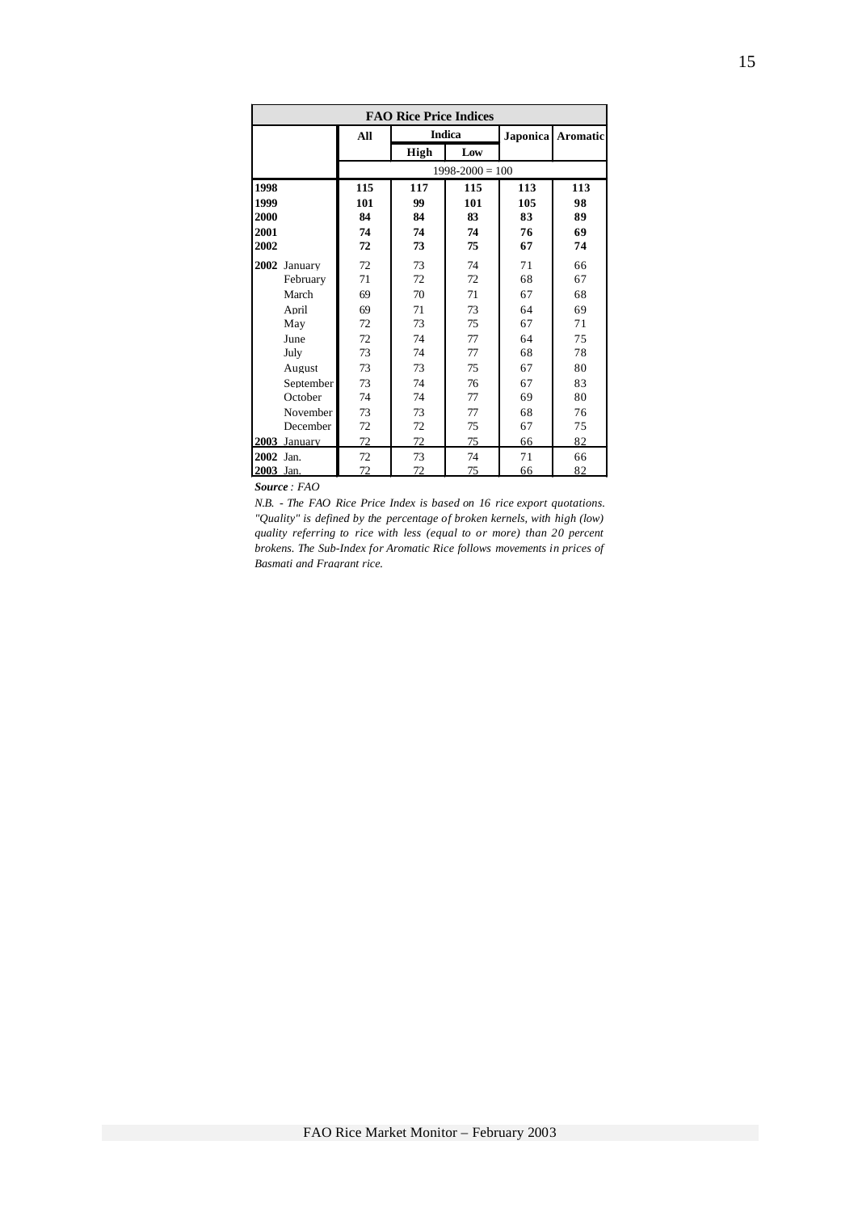| FAO Rice Price Indices | | | | | | |
|---|---|---|---|---|---|---|
| | | All | Indica | | Japonica | Aromatic |
| | | | High | Low | | |
| | | 1998-2000 = 100 | | | | |
| **1998** | | **115** | **117** | **115** | **113** | **113** |
| **1999** | | **101** | **99** | **101** | **105** | **98** |
| **2000** | | **84** | **84** | **83** | **83** | **89** |
| **2001** | | **74** | **74** | **74** | **76** | **69** |
| **2002** | | **72** | **73** | **75** | **67** | **74** |
| **2002** | January | 72 | 73 | 74 | 71 | 66 |
| | February | 71 | 72 | 72 | 68 | 67 |
| | March | 69 | 70 | 71 | 67 | 68 |
| | April | 69 | 71 | 73 | 64 | 69 |
| | May | 72 | 73 | 75 | 67 | 71 |
| | June | 72 | 74 | 77 | 64 | 75 |
| | July | 73 | 74 | 77 | 68 | 78 |
| | August | 73 | 73 | 75 | 67 | 80 |
| | September | 73 | 74 | 76 | 67 | 83 |
| | October | 74 | 74 | 77 | 69 | 80 |
| | November | 73 | 73 | 77 | 68 | 76 |
| | December | 72 | 72 | 75 | 67 | 75 |
| **2003** | January | 72 | 72 | 75 | 66 | 82 |
| **2002** | Jan. | 72 | 73 | 74 | 71 | 66 |
| **2003** | Jan. | 72 | 72 | 75 | 66 | 82 |

***Source** : FAO*

*N.B. - The FAO Rice Price Index is based on 16 rice export quotations. "Quality" is defined by the percentage of broken kernels, with high (low) quality referring to rice with less (equal to or more) than 20 percent brokens. The Sub-Index for Aromatic Rice follows movements in prices of Basmati and Fragrant rice.*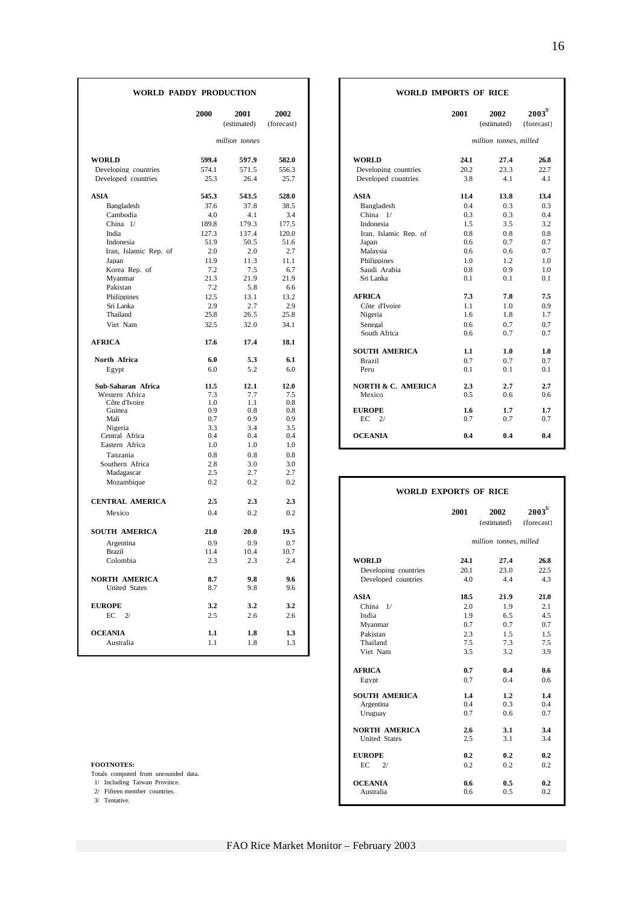## WORLD PADDY PRODUCTION

| | 2000 | 2001 (estimated) | 2002 (forecast) |
|---|---|---|---|
| | | *million tonnes* | |
| **WORLD** | **599.4** | **597.9** | **582.0** |
| Developing countries | 574.1 | 571.5 | 556.3 |
| Developed countries | 25.3 | 26.4 | 25.7 |
| **ASIA** | **545.3** | **543.5** | **528.0** |
| Bangladesh | 37.6 | 37.8 | 38.5 |
| Cambodia | 4.0 | 4.1 | 3.4 |
| China 1/ | 189.8 | 179.3 | 177.5 |
| India | 127.3 | 137.4 | 120.0 |
| Indonesia | 51.9 | 50.5 | 51.6 |
| Iran, Islamic Rep. of | 2.0 | 2.0 | 2.7 |
| Japan | 11.9 | 11.3 | 11.1 |
| Korea Rep. of | 7.2 | 7.5 | 6.7 |
| Myanmar | 21.3 | 21.9 | 21.9 |
| Pakistan | 7.2 | 5.8 | 6.6 |
| Philippines | 12.5 | 13.1 | 13.2 |
| Sri Lanka | 2.9 | 2.7 | 2.9 |
| Thailand | 25.8 | 26.5 | 25.8 |
| Viet Nam | 32.5 | 32.0 | 34.1 |
| **AFRICA** | **17.6** | **17.4** | **18.1** |
| **North Africa** | **6.0** | **5.3** | **6.1** |
| Egypt | 6.0 | 5.2 | 6.0 |
| **Sub-Saharan Africa** | **11.5** | **12.1** | **12.0** |
| Western Africa | 7.3 | 7.7 | 7.5 |
| Côte d'Ivoire | 1.0 | 1.1 | 0.8 |
| Guinea | 0.9 | 0.8 | 0.8 |
| Mali | 0.7 | 0.9 | 0.9 |
| Nigeria | 3.3 | 3.4 | 3.5 |
| Central Africa | 0.4 | 0.4 | 0.4 |
| Eastern Africa | 1.0 | 1.0 | 1.0 |
| Tanzania | 0.8 | 0.8 | 0.8 |
| Southern Africa | 2.8 | 3.0 | 3.0 |
| Madagascar | 2.5 | 2.7 | 2.7 |
| Mozambique | 0.2 | 0.2 | 0.2 |
| **CENTRAL AMERICA** | **2.5** | **2.3** | **2.3** |
| Mexico | 0.4 | 0.2 | 0.2 |
| **SOUTH AMERICA** | **21.0** | **20.0** | **19.5** |
| Argentina | 0.9 | 0.9 | 0.7 |
| Brazil | 11.4 | 10.4 | 10.7 |
| Colombia | 2.3 | 2.3 | 2.4 |
| **NORTH AMERICA** | **8.7** | **9.8** | **9.6** |
| United States | 8.7 | 9.8 | 9.6 |
| **EUROPE** | **3.2** | **3.2** | **3.2** |
| EC 2/ | 2.5 | 2.6 | 2.6 |
| **OCEANIA** | **1.1** | **1.8** | **1.3** |
| Australia | 1.1 | 1.8 | 1.3 |

## WORLD IMPORTS OF RICE

| | 2001 | 2002 (estimated) | 2003 3/ (forecast) |
|---|---|---|---|
| | | *million tonnes, milled* | |
| **WORLD** | **24.1** | **27.4** | **26.8** |
| Developing countries | 20.2 | 23.3 | 22.7 |
| Developed countries | 3.8 | 4.1 | 4.1 |
| **ASIA** | **11.4** | **13.8** | **13.4** |
| Bangladesh | 0.4 | 0.3 | 0.3 |
| China 1/ | 0.3 | 0.3 | 0.4 |
| Indonesia | 1.5 | 3.5 | 3.2 |
| Iran, Islamic Rep. of | 0.8 | 0.8 | 0.8 |
| Japan | 0.6 | 0.7 | 0.7 |
| Malaysia | 0.6 | 0.6 | 0.7 |
| Philippines | 1.0 | 1.2 | 1.0 |
| Saudi Arabia | 0.8 | 0.9 | 1.0 |
| Sri Lanka | 0.1 | 0.1 | 0.1 |
| **AFRICA** | **7.3** | **7.8** | **7.5** |
| Côte d'Ivoire | 1.1 | 1.0 | 0.9 |
| Nigeria | 1.6 | 1.8 | 1.7 |
| Senegal | 0.6 | 0.7 | 0.7 |
| South Africa | 0.6 | 0.7 | 0.7 |
| **SOUTH AMERICA** | **1.1** | **1.0** | **1.0** |
| Brazil | 0.7 | 0.7 | 0.7 |
| Peru | 0.1 | 0.1 | 0.1 |
| **NORTH & C. AMERICA** | **2.3** | **2.7** | **2.7** |
| Mexico | 0.5 | 0.6 | 0.6 |
| **EUROPE** | **1.6** | **1.7** | **1.7** |
| EC 2/ | 0.7 | 0.7 | 0.7 |
| **OCEANIA** | **0.4** | **0.4** | **0.4** |

## WORLD EXPORTS OF RICE

| | 2001 | 2002 (estimated) | 2003 3/ (forecast) |
|---|---|---|---|
| | | *million tonnes, milled* | |
| **WORLD** | **24.1** | **27.4** | **26.8** |
| Developing countries | 20.1 | 23.0 | 22.5 |
| Developed countries | 4.0 | 4.4 | 4.3 |
| **ASIA** | **18.5** | **21.9** | **21.0** |
| China 1/ | 2.0 | 1.9 | 2.1 |
| India | 1.9 | 6.5 | 4.5 |
| Myanmar | 0.7 | 0.7 | 0.7 |
| Pakistan | 2.3 | 1.5 | 1.5 |
| Thailand | 7.5 | 7.3 | 7.5 |
| Viet Nam | 3.5 | 3.2 | 3.9 |
| **AFRICA** | **0.7** | **0.4** | **0.6** |
| Egypt | 0.7 | 0.4 | 0.6 |
| **SOUTH AMERICA** | **1.4** | **1.2** | **1.4** |
| Argentina | 0.4 | 0.3 | 0.4 |
| Uruguay | 0.7 | 0.6 | 0.7 |
| **NORTH AMERICA** | **2.6** | **3.1** | **3.4** |
| United States | 2.5 | 3.1 | 3.4 |
| **EUROPE** | **0.2** | **0.2** | **0.2** |
| EC 2/ | 0.2 | 0.2 | 0.2 |
| **OCEANIA** | **0.6** | **0.5** | **0.2** |
| Australia | 0.6 | 0.5 | 0.2 |

**FOOTNOTES:**

Totals computed from unrounded data.

1/ Including Taiwan Province.

2/ Fifteen member countries.

3/ Tentative.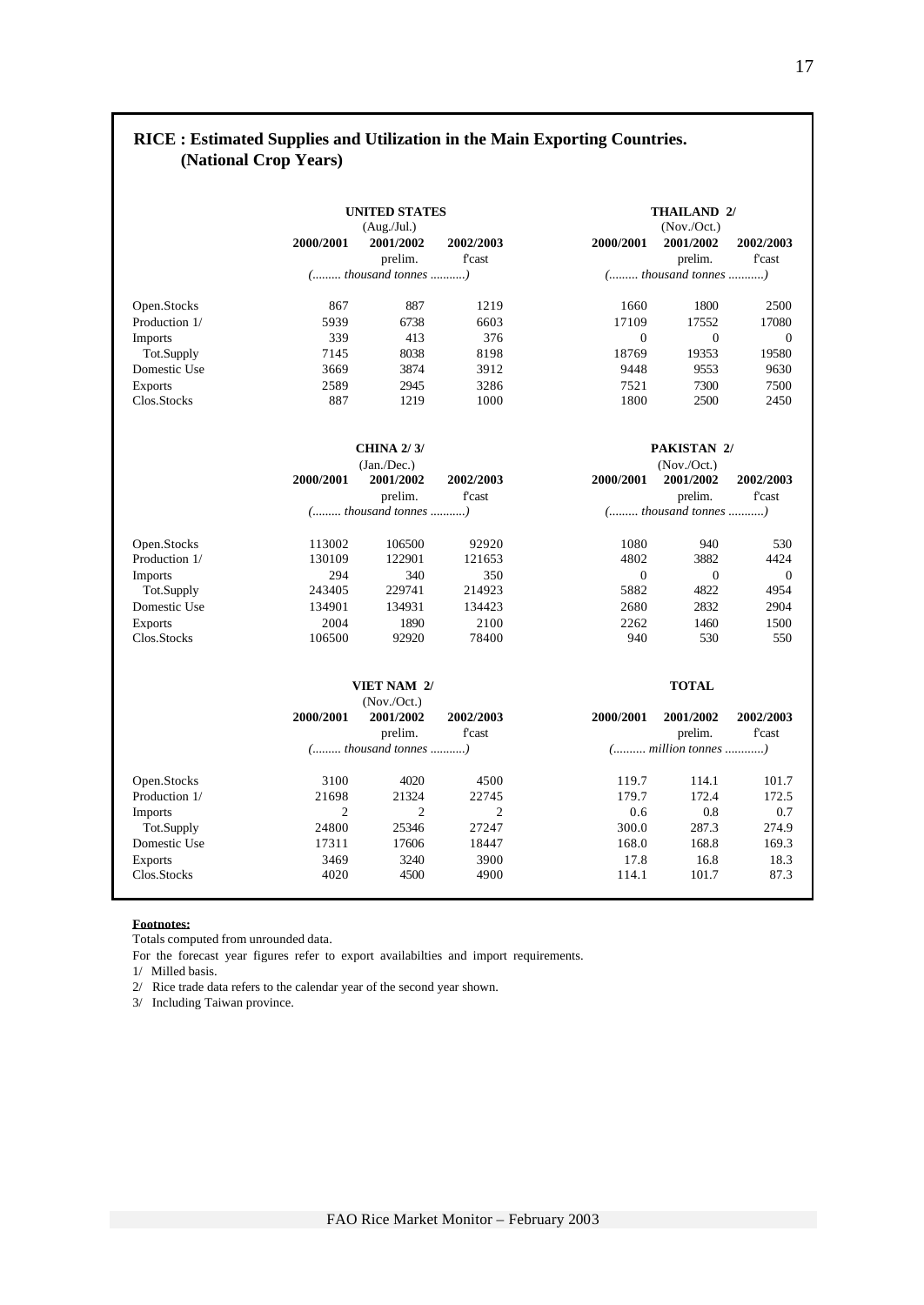## RICE : Estimated Supplies and Utilization in the Main Exporting Countries. (National Crop Years)

| | UNITED STATES (Aug./Jul.) | | | THAILAND 2/ (Nov./Oct.) | | |
|---|---|---|---|---|---|---|
| | 2000/2001 | 2001/2002 prelim. | 2002/2003 f'cast | 2000/2001 | 2001/2002 prelim. | 2002/2003 f'cast |
| | *(......... thousand tonnes ...........)* | | | *(......... thousand tonnes ...........)* | | |
| Open.Stocks | 867 | 887 | 1219 | 1660 | 1800 | 2500 |
| Production 1/ | 5939 | 6738 | 6603 | 17109 | 17552 | 17080 |
| Imports | 339 | 413 | 376 | 0 | 0 | 0 |
| Tot.Supply | 7145 | 8038 | 8198 | 18769 | 19353 | 19580 |
| Domestic Use | 3669 | 3874 | 3912 | 9448 | 9553 | 9630 |
| Exports | 2589 | 2945 | 3286 | 7521 | 7300 | 7500 |
| Clos.Stocks | 887 | 1219 | 1000 | 1800 | 2500 | 2450 |

| | CHINA 2/ 3/ (Jan./Dec.) | | | PAKISTAN 2/ (Nov./Oct.) | | |
|---|---|---|---|---|---|---|
| | 2000/2001 | 2001/2002 prelim. | 2002/2003 f'cast | 2000/2001 | 2001/2002 prelim. | 2002/2003 f'cast |
| | *(......... thousand tonnes ...........)* | | | *(......... thousand tonnes ...........)* | | |
| Open.Stocks | 113002 | 106500 | 92920 | 1080 | 940 | 530 |
| Production 1/ | 130109 | 122901 | 121653 | 4802 | 3882 | 4424 |
| Imports | 294 | 340 | 350 | 0 | 0 | 0 |
| Tot.Supply | 243405 | 229741 | 214923 | 5882 | 4822 | 4954 |
| Domestic Use | 134901 | 134931 | 134423 | 2680 | 2832 | 2904 |
| Exports | 2004 | 1890 | 2100 | 2262 | 1460 | 1500 |
| Clos.Stocks | 106500 | 92920 | 78400 | 940 | 530 | 550 |

| | VIET NAM 2/ (Nov./Oct.) | | | TOTAL | | |
|---|---|---|---|---|---|---|
| | 2000/2001 | 2001/2002 prelim. | 2002/2003 f'cast | 2000/2001 | 2001/2002 prelim. | 2002/2003 f'cast |
| | *(......... thousand tonnes ...........)* | | | *(.......... million tonnes ............)* | | |
| Open.Stocks | 3100 | 4020 | 4500 | 119.7 | 114.1 | 101.7 |
| Production 1/ | 21698 | 21324 | 22745 | 179.7 | 172.4 | 172.5 |
| Imports | 2 | 2 | 2 | 0.6 | 0.8 | 0.7 |
| Tot.Supply | 24800 | 25346 | 27247 | 300.0 | 287.3 | 274.9 |
| Domestic Use | 17311 | 17606 | 18447 | 168.0 | 168.8 | 169.3 |
| Exports | 3469 | 3240 | 3900 | 17.8 | 16.8 | 18.3 |
| Clos.Stocks | 4020 | 4500 | 4900 | 114.1 | 101.7 | 87.3 |

**Footnotes:**

Totals computed from unrounded data.

For the forecast year figures refer to export availabilties and import requirements.

1/ Milled basis.

2/ Rice trade data refers to the calendar year of the second year shown.

3/ Including Taiwan province.